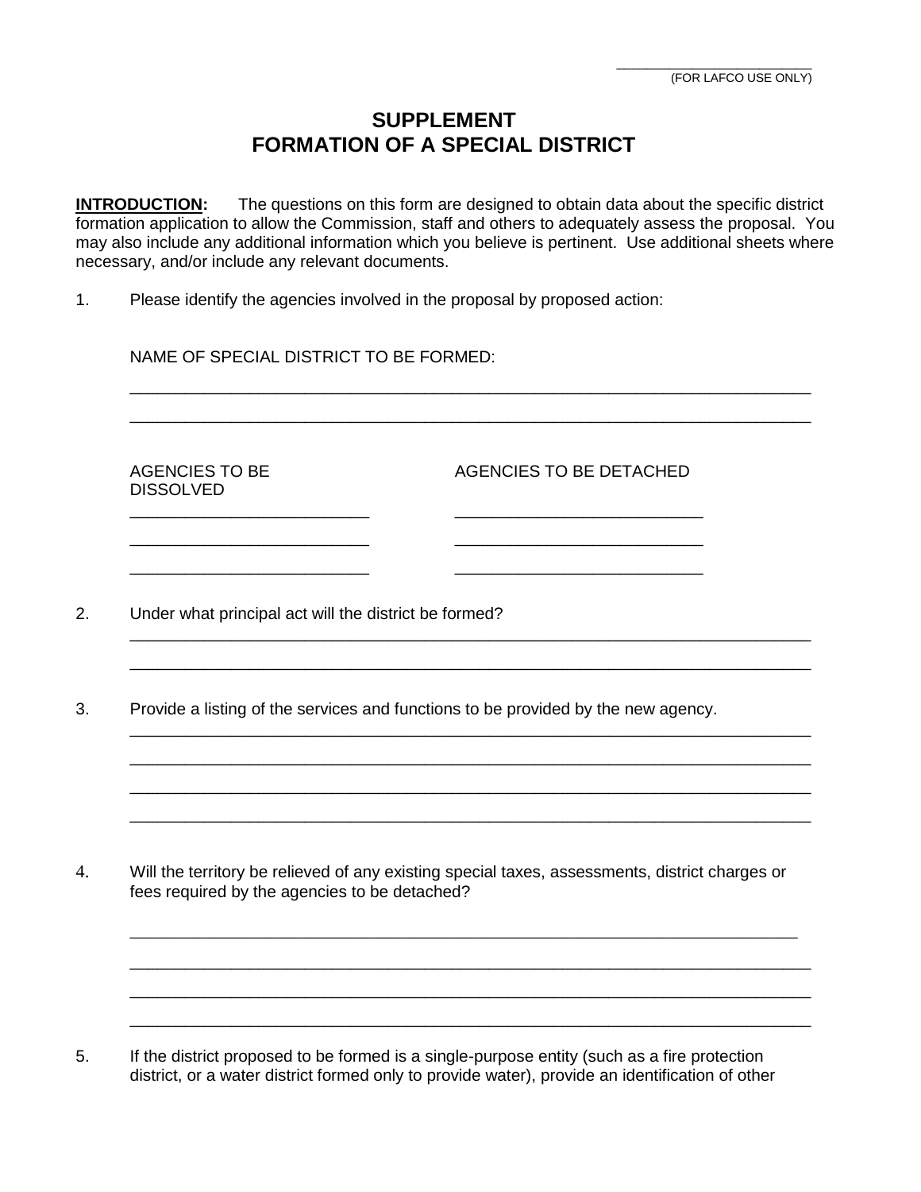\_\_\_\_\_\_\_\_\_\_\_\_\_\_\_\_\_\_\_\_\_\_\_\_\_\_

(FOR LAFCO USE ONLY)

# SUPPLEMENT
# FORMATION OF A SPECIAL DISTRICT

**INTRODUCTION:** The questions on this form are designed to obtain data about the specific district formation application to allow the Commission, staff and others to adequately assess the proposal. You may also include any additional information which you believe is pertinent. Use additional sheets where necessary, and/or include any relevant documents.

1. Please identify the agencies involved in the proposal by proposed action:

   NAME OF SPECIAL DISTRICT TO BE FORMED:

   \_\_\_\_\_\_\_\_\_\_\_\_\_\_\_\_\_\_\_\_\_\_\_\_\_\_\_\_\_\_\_\_\_\_\_\_\_\_\_\_\_\_\_\_\_\_\_\_\_\_\_\_\_\_\_\_\_\_\_\_\_\_\_\_\_\_\_\_\_\_\_\_

   \_\_\_\_\_\_\_\_\_\_\_\_\_\_\_\_\_\_\_\_\_\_\_\_\_\_\_\_\_\_\_\_\_\_\_\_\_\_\_\_\_\_\_\_\_\_\_\_\_\_\_\_\_\_\_\_\_\_\_\_\_\_\_\_\_\_\_\_\_\_\_\_

   | AGENCIES TO BE DISSOLVED | AGENCIES TO BE DETACHED |
   |---|---|
   | \_\_\_\_\_\_\_\_\_\_\_\_\_\_\_\_\_\_\_\_\_\_\_\_\_\_ | \_\_\_\_\_\_\_\_\_\_\_\_\_\_\_\_\_\_\_\_\_\_\_\_\_\_ |
   | \_\_\_\_\_\_\_\_\_\_\_\_\_\_\_\_\_\_\_\_\_\_\_\_\_\_ | \_\_\_\_\_\_\_\_\_\_\_\_\_\_\_\_\_\_\_\_\_\_\_\_\_\_ |
   | \_\_\_\_\_\_\_\_\_\_\_\_\_\_\_\_\_\_\_\_\_\_\_\_\_\_ | \_\_\_\_\_\_\_\_\_\_\_\_\_\_\_\_\_\_\_\_\_\_\_\_\_\_ |

2. Under what principal act will the district be formed?

   \_\_\_\_\_\_\_\_\_\_\_\_\_\_\_\_\_\_\_\_\_\_\_\_\_\_\_\_\_\_\_\_\_\_\_\_\_\_\_\_\_\_\_\_\_\_\_\_\_\_\_\_\_\_\_\_\_\_\_\_\_\_\_\_\_\_\_\_\_\_\_\_

   \_\_\_\_\_\_\_\_\_\_\_\_\_\_\_\_\_\_\_\_\_\_\_\_\_\_\_\_\_\_\_\_\_\_\_\_\_\_\_\_\_\_\_\_\_\_\_\_\_\_\_\_\_\_\_\_\_\_\_\_\_\_\_\_\_\_\_\_\_\_\_\_

3. Provide a listing of the services and functions to be provided by the new agency.

   \_\_\_\_\_\_\_\_\_\_\_\_\_\_\_\_\_\_\_\_\_\_\_\_\_\_\_\_\_\_\_\_\_\_\_\_\_\_\_\_\_\_\_\_\_\_\_\_\_\_\_\_\_\_\_\_\_\_\_\_\_\_\_\_\_\_\_\_\_\_\_\_

   \_\_\_\_\_\_\_\_\_\_\_\_\_\_\_\_\_\_\_\_\_\_\_\_\_\_\_\_\_\_\_\_\_\_\_\_\_\_\_\_\_\_\_\_\_\_\_\_\_\_\_\_\_\_\_\_\_\_\_\_\_\_\_\_\_\_\_\_\_\_\_\_

   \_\_\_\_\_\_\_\_\_\_\_\_\_\_\_\_\_\_\_\_\_\_\_\_\_\_\_\_\_\_\_\_\_\_\_\_\_\_\_\_\_\_\_\_\_\_\_\_\_\_\_\_\_\_\_\_\_\_\_\_\_\_\_\_\_\_\_\_\_\_\_\_

   \_\_\_\_\_\_\_\_\_\_\_\_\_\_\_\_\_\_\_\_\_\_\_\_\_\_\_\_\_\_\_\_\_\_\_\_\_\_\_\_\_\_\_\_\_\_\_\_\_\_\_\_\_\_\_\_\_\_\_\_\_\_\_\_\_\_\_\_\_\_\_\_

4. Will the territory be relieved of any existing special taxes, assessments, district charges or fees required by the agencies to be detached?

   \_\_\_\_\_\_\_\_\_\_\_\_\_\_\_\_\_\_\_\_\_\_\_\_\_\_\_\_\_\_\_\_\_\_\_\_\_\_\_\_\_\_\_\_\_\_\_\_\_\_\_\_\_\_\_\_\_\_\_\_\_\_\_\_\_\_\_\_\_\_\_\_

   \_\_\_\_\_\_\_\_\_\_\_\_\_\_\_\_\_\_\_\_\_\_\_\_\_\_\_\_\_\_\_\_\_\_\_\_\_\_\_\_\_\_\_\_\_\_\_\_\_\_\_\_\_\_\_\_\_\_\_\_\_\_\_\_\_\_\_\_\_\_\_\_

   \_\_\_\_\_\_\_\_\_\_\_\_\_\_\_\_\_\_\_\_\_\_\_\_\_\_\_\_\_\_\_\_\_\_\_\_\_\_\_\_\_\_\_\_\_\_\_\_\_\_\_\_\_\_\_\_\_\_\_\_\_\_\_\_\_\_\_\_\_\_\_\_

   \_\_\_\_\_\_\_\_\_\_\_\_\_\_\_\_\_\_\_\_\_\_\_\_\_\_\_\_\_\_\_\_\_\_\_\_\_\_\_\_\_\_\_\_\_\_\_\_\_\_\_\_\_\_\_\_\_\_\_\_\_\_\_\_\_\_\_\_\_\_\_\_

5. If the district proposed to be formed is a single-purpose entity (such as a fire protection district, or a water district formed only to provide water), provide an identification of other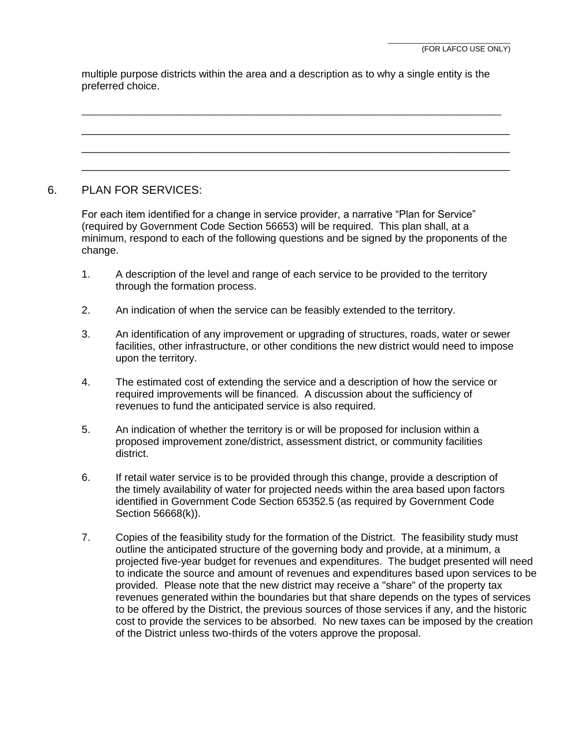multiple purpose districts within the area and a description as to why a single entity is the preferred choice.

_______________________________________________________________________________

_______________________________________________________________________________

_______________________________________________________________________________

_______________________________________________________________________________

6. PLAN FOR SERVICES:

For each item identified for a change in service provider, a narrative "Plan for Service" (required by Government Code Section 56653) will be required. This plan shall, at a minimum, respond to each of the following questions and be signed by the proponents of the change.

1. A description of the level and range of each service to be provided to the territory through the formation process.

2. An indication of when the service can be feasibly extended to the territory.

3. An identification of any improvement or upgrading of structures, roads, water or sewer facilities, other infrastructure, or other conditions the new district would need to impose upon the territory.

4. The estimated cost of extending the service and a description of how the service or required improvements will be financed. A discussion about the sufficiency of revenues to fund the anticipated service is also required.

5. An indication of whether the territory is or will be proposed for inclusion within a proposed improvement zone/district, assessment district, or community facilities district.

6. If retail water service is to be provided through this change, provide a description of the timely availability of water for projected needs within the area based upon factors identified in Government Code Section 65352.5 (as required by Government Code Section 56668(k)).

7. Copies of the feasibility study for the formation of the District. The feasibility study must outline the anticipated structure of the governing body and provide, at a minimum, a projected five-year budget for revenues and expenditures. The budget presented will need to indicate the source and amount of revenues and expenditures based upon services to be provided. Please note that the new district may receive a "share" of the property tax revenues generated within the boundaries but that share depends on the types of services to be offered by the District, the previous sources of those services if any, and the historic cost to provide the services to be absorbed. No new taxes can be imposed by the creation of the District unless two-thirds of the voters approve the proposal.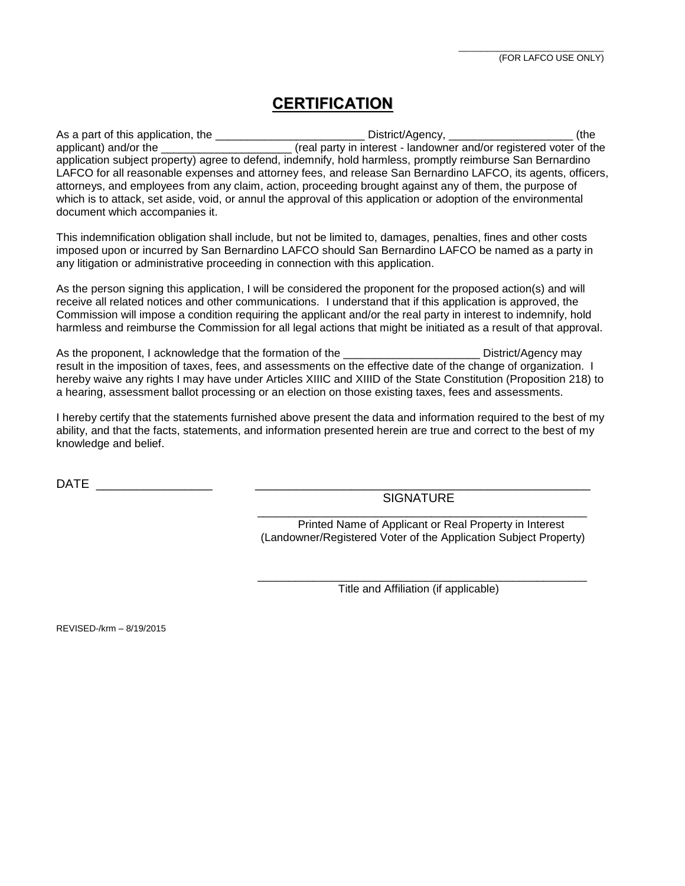\_\_\_\_\_\_\_\_\_\_\_\_\_\_\_\_\_\_\_\_\_\_\_\_\_\_
(FOR LAFCO USE ONLY)

# CERTIFICATION

As a part of this application, the ________________________ District/Agency, ___________________ (the applicant) and/or the ____________________ (real party in interest - landowner and/or registered voter of the application subject property) agree to defend, indemnify, hold harmless, promptly reimburse San Bernardino LAFCO for all reasonable expenses and attorney fees, and release San Bernardino LAFCO, its agents, officers, attorneys, and employees from any claim, action, proceeding brought against any of them, the purpose of which is to attack, set aside, void, or annul the approval of this application or adoption of the environmental document which accompanies it.

This indemnification obligation shall include, but not be limited to, damages, penalties, fines and other costs imposed upon or incurred by San Bernardino LAFCO should San Bernardino LAFCO be named as a party in any litigation or administrative proceeding in connection with this application.

As the person signing this application, I will be considered the proponent for the proposed action(s) and will receive all related notices and other communications. I understand that if this application is approved, the Commission will impose a condition requiring the applicant and/or the real party in interest to indemnify, hold harmless and reimburse the Commission for all legal actions that might be initiated as a result of that approval.

As the proponent, I acknowledge that the formation of the _____________________ District/Agency may result in the imposition of taxes, fees, and assessments on the effective date of the change of organization. I hereby waive any rights I may have under Articles XIIIC and XIIID of the State Constitution (Proposition 218) to a hearing, assessment ballot processing or an election on those existing taxes, fees and assessments.

I hereby certify that the statements furnished above present the data and information required to the best of my ability, and that the facts, statements, and information presented herein are true and correct to the best of my knowledge and belief.

DATE _________________

_____________________________________________________
SIGNATURE

_____________________________________________________
Printed Name of Applicant or Real Property in Interest
(Landowner/Registered Voter of the Application Subject Property)

_____________________________________________________
Title and Affiliation (if applicable)

REVISED-/krm – 8/19/2015